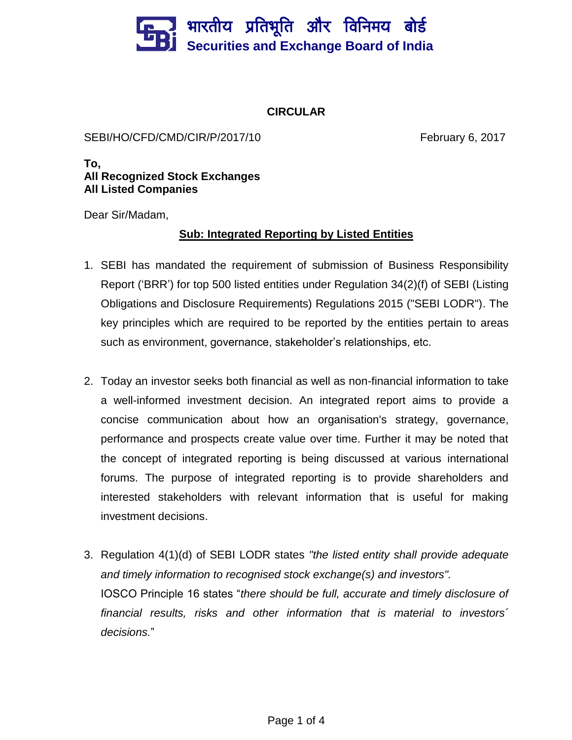भारतीय प्रतिभूति और विनिमय बोर्ड
**Securities and Exchange Board of India**

## CIRCULAR

SEBI/HO/CFD/CMD/CIR/P/2017/10 February 6, 2017

**To,**
**All Recognized Stock Exchanges**
**All Listed Companies**

Dear Sir/Madam,

### Sub: Integrated Reporting by Listed Entities

1. SEBI has mandated the requirement of submission of Business Responsibility Report ('BRR') for top 500 listed entities under Regulation 34(2)(f) of SEBI (Listing Obligations and Disclosure Requirements) Regulations 2015 ("SEBI LODR"). The key principles which are required to be reported by the entities pertain to areas such as environment, governance, stakeholder's relationships, etc.

2. Today an investor seeks both financial as well as non-financial information to take a well-informed investment decision. An integrated report aims to provide a concise communication about how an organisation's strategy, governance, performance and prospects create value over time. Further it may be noted that the concept of integrated reporting is being discussed at various international forums. The purpose of integrated reporting is to provide shareholders and interested stakeholders with relevant information that is useful for making investment decisions.

3. Regulation 4(1)(d) of SEBI LODR states *"the listed entity shall provide adequate and timely information to recognised stock exchange(s) and investors".*
IOSCO Principle 16 states "*there should be full, accurate and timely disclosure of financial results, risks and other information that is material to investors´ decisions.*"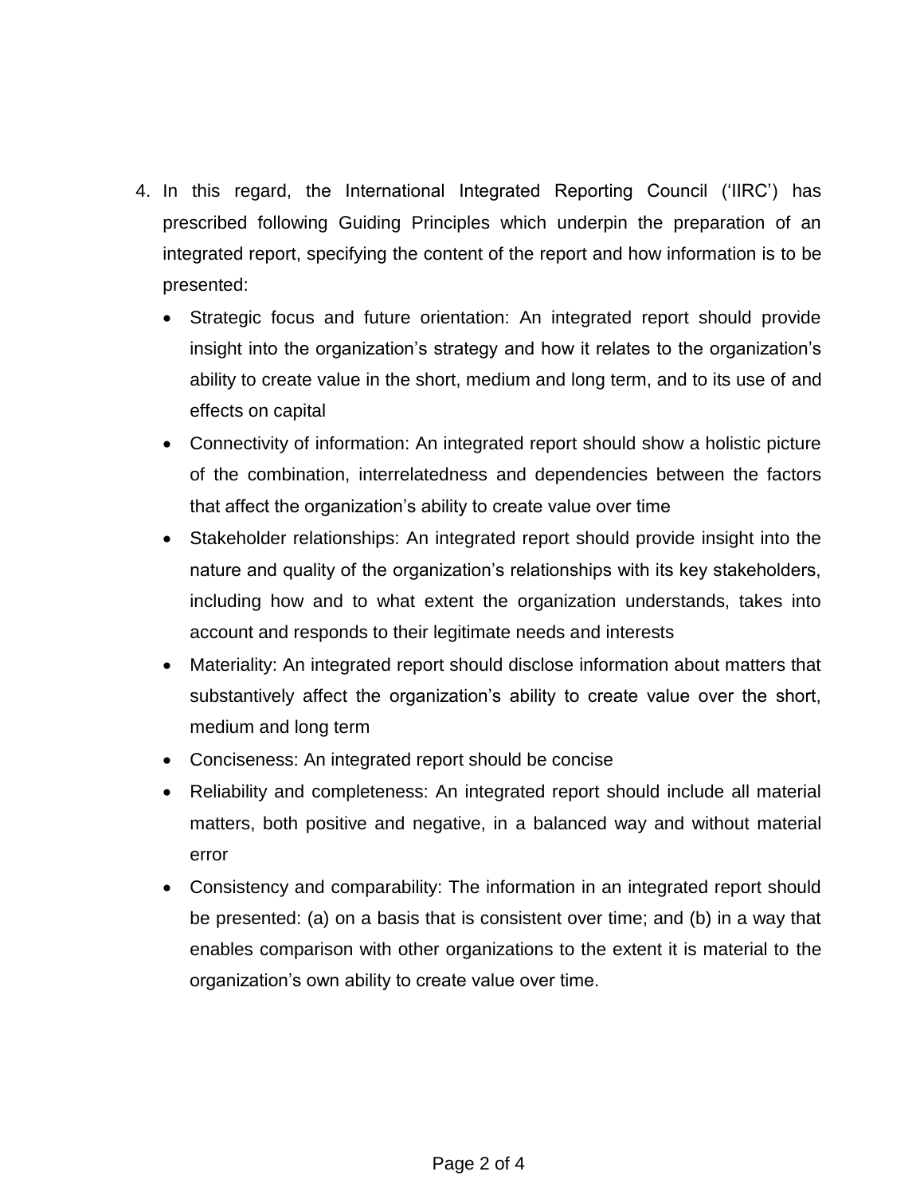4. In this regard, the International Integrated Reporting Council ('IIRC') has prescribed following Guiding Principles which underpin the preparation of an integrated report, specifying the content of the report and how information is to be presented:

    - Strategic focus and future orientation: An integrated report should provide insight into the organization's strategy and how it relates to the organization's ability to create value in the short, medium and long term, and to its use of and effects on capital
    - Connectivity of information: An integrated report should show a holistic picture of the combination, interrelatedness and dependencies between the factors that affect the organization's ability to create value over time
    - Stakeholder relationships: An integrated report should provide insight into the nature and quality of the organization's relationships with its key stakeholders, including how and to what extent the organization understands, takes into account and responds to their legitimate needs and interests
    - Materiality: An integrated report should disclose information about matters that substantively affect the organization's ability to create value over the short, medium and long term
    - Conciseness: An integrated report should be concise
    - Reliability and completeness: An integrated report should include all material matters, both positive and negative, in a balanced way and without material error
    - Consistency and comparability: The information in an integrated report should be presented: (a) on a basis that is consistent over time; and (b) in a way that enables comparison with other organizations to the extent it is material to the organization's own ability to create value over time.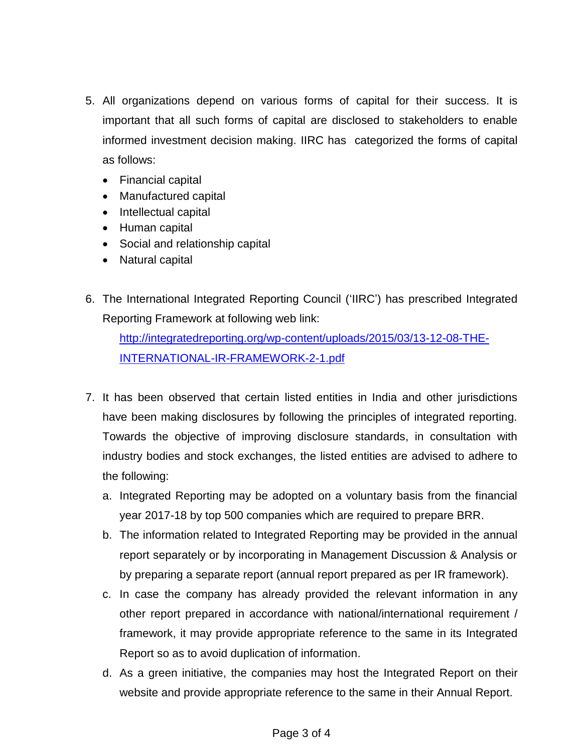5. All organizations depend on various forms of capital for their success. It is important that all such forms of capital are disclosed to stakeholders to enable informed investment decision making. IIRC has categorized the forms of capital as follows:
   - Financial capital
   - Manufactured capital
   - Intellectual capital
   - Human capital
   - Social and relationship capital
   - Natural capital

6. The International Integrated Reporting Council ('IIRC') has prescribed Integrated Reporting Framework at following web link:
   [http://integratedreporting.org/wp-content/uploads/2015/03/13-12-08-THE-INTERNATIONAL-IR-FRAMEWORK-2-1.pdf](http://integratedreporting.org/wp-content/uploads/2015/03/13-12-08-THE-INTERNATIONAL-IR-FRAMEWORK-2-1.pdf)

7. It has been observed that certain listed entities in India and other jurisdictions have been making disclosures by following the principles of integrated reporting. Towards the objective of improving disclosure standards, in consultation with industry bodies and stock exchanges, the listed entities are advised to adhere to the following:
   a. Integrated Reporting may be adopted on a voluntary basis from the financial year 2017-18 by top 500 companies which are required to prepare BRR.
   b. The information related to Integrated Reporting may be provided in the annual report separately or by incorporating in Management Discussion & Analysis or by preparing a separate report (annual report prepared as per IR framework).
   c. In case the company has already provided the relevant information in any other report prepared in accordance with national/international requirement / framework, it may provide appropriate reference to the same in its Integrated Report so as to avoid duplication of information.
   d. As a green initiative, the companies may host the Integrated Report on their website and provide appropriate reference to the same in their Annual Report.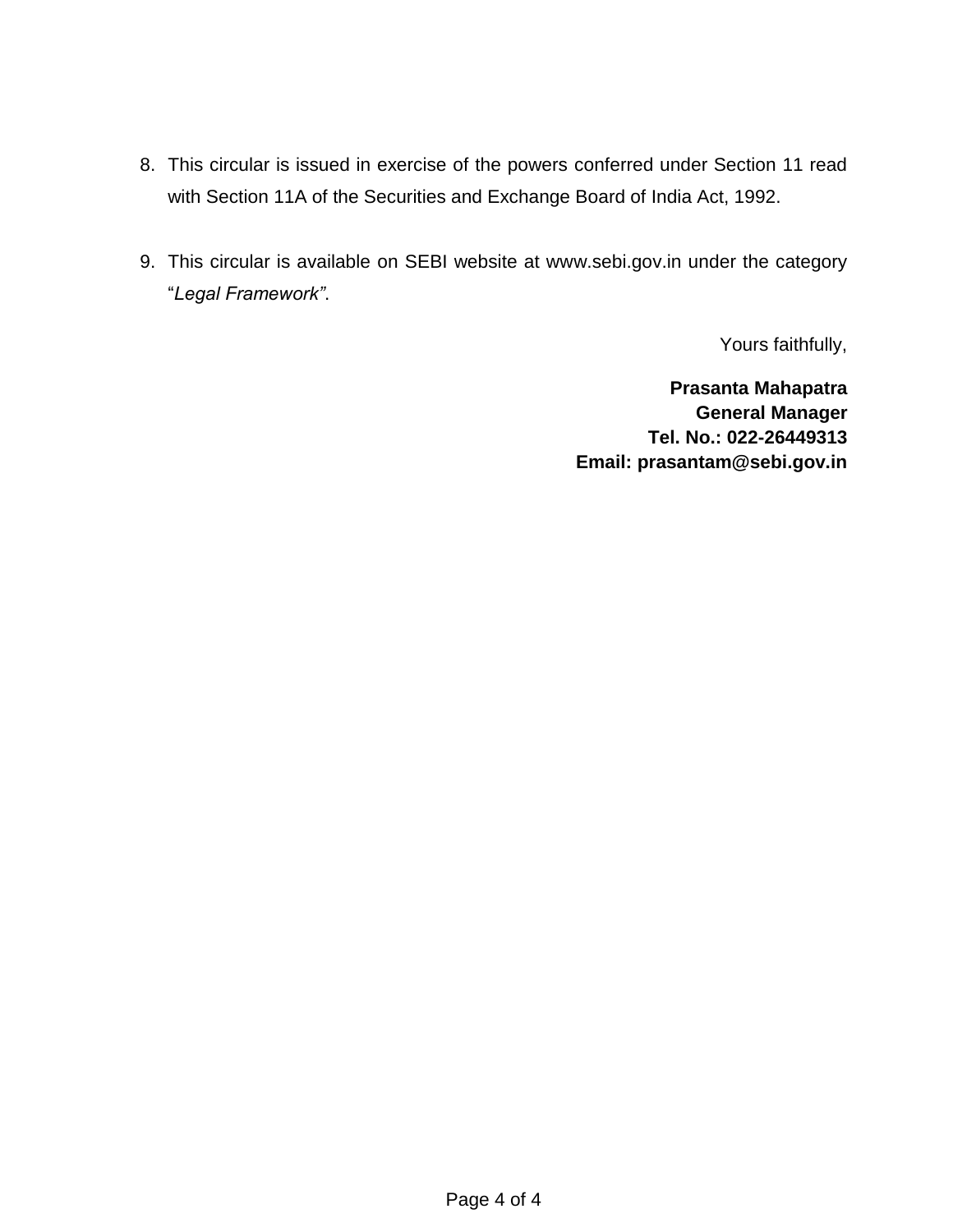8. This circular is issued in exercise of the powers conferred under Section 11 read with Section 11A of the Securities and Exchange Board of India Act, 1992.

9. This circular is available on SEBI website at www.sebi.gov.in under the category "*Legal Framework*".

Yours faithfully,

**Prasanta Mahapatra**
**General Manager**
**Tel. No.: 022-26449313**
**Email: prasantam@sebi.gov.in**